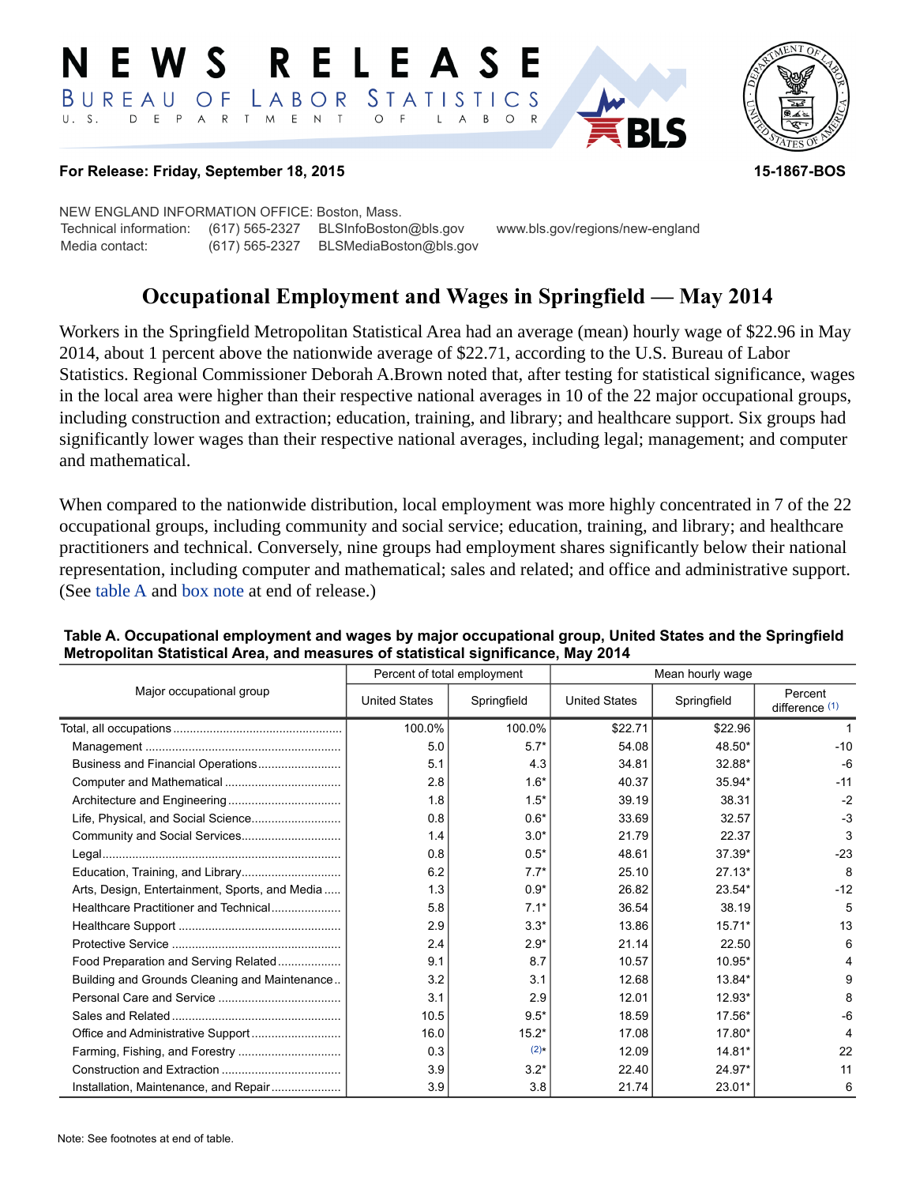# NEWS RELEASE

BUREAU OF LABOR STATISTICS
U. S. DEPARTMENT OF LABOR

**For Release: Friday, September 18, 2015** **15-1867-BOS**

NEW ENGLAND INFORMATION OFFICE: Boston, Mass.
Technical information: (617) 565-2327 BLSInfoBoston@bls.gov www.bls.gov/regions/new-england
Media contact: (617) 565-2327 BLSMediaBoston@bls.gov

## Occupational Employment and Wages in Springfield — May 2014

Workers in the Springfield Metropolitan Statistical Area had an average (mean) hourly wage of $22.96 in May 2014, about 1 percent above the nationwide average of $22.71, according to the U.S. Bureau of Labor Statistics. Regional Commissioner Deborah A.Brown noted that, after testing for statistical significance, wages in the local area were higher than their respective national averages in 10 of the 22 major occupational groups, including construction and extraction; education, training, and library; and healthcare support. Six groups had significantly lower wages than their respective national averages, including legal; management; and computer and mathematical.

When compared to the nationwide distribution, local employment was more highly concentrated in 7 of the 22 occupational groups, including community and social service; education, training, and library; and healthcare practitioners and technical. Conversely, nine groups had employment shares significantly below their national representation, including computer and mathematical; sales and related; and office and administrative support. (See table A and box note at end of release.)

**Table A. Occupational employment and wages by major occupational group, United States and the Springfield Metropolitan Statistical Area, and measures of statistical significance, May 2014**

| Major occupational group | Percent of total employment | | Mean hourly wage | | |
|---|---|---|---|---|---|
| | United States | Springfield | United States | Springfield | Percent difference (1) |
| Total, all occupations | 100.0% | 100.0% | $22.71 | $22.96 | 1 |
| Management | 5.0 | 5.7* | 54.08 | 48.50* | -10 |
| Business and Financial Operations | 5.1 | 4.3 | 34.81 | 32.88* | -6 |
| Computer and Mathematical | 2.8 | 1.6* | 40.37 | 35.94* | -11 |
| Architecture and Engineering | 1.8 | 1.5* | 39.19 | 38.31 | -2 |
| Life, Physical, and Social Science | 0.8 | 0.6* | 33.69 | 32.57 | -3 |
| Community and Social Services | 1.4 | 3.0* | 21.79 | 22.37 | 3 |
| Legal | 0.8 | 0.5* | 48.61 | 37.39* | -23 |
| Education, Training, and Library | 6.2 | 7.7* | 25.10 | 27.13* | 8 |
| Arts, Design, Entertainment, Sports, and Media | 1.3 | 0.9* | 26.82 | 23.54* | -12 |
| Healthcare Practitioner and Technical | 5.8 | 7.1* | 36.54 | 38.19 | 5 |
| Healthcare Support | 2.9 | 3.3* | 13.86 | 15.71* | 13 |
| Protective Service | 2.4 | 2.9* | 21.14 | 22.50 | 6 |
| Food Preparation and Serving Related | 9.1 | 8.7 | 10.57 | 10.95* | 4 |
| Building and Grounds Cleaning and Maintenance | 3.2 | 3.1 | 12.68 | 13.84* | 9 |
| Personal Care and Service | 3.1 | 2.9 | 12.01 | 12.93* | 8 |
| Sales and Related | 10.5 | 9.5* | 18.59 | 17.56* | -6 |
| Office and Administrative Support | 16.0 | 15.2* | 17.08 | 17.80* | 4 |
| Farming, Fishing, and Forestry | 0.3 | (2)* | 12.09 | 14.81* | 22 |
| Construction and Extraction | 3.9 | 3.2* | 22.40 | 24.97* | 11 |
| Installation, Maintenance, and Repair | 3.9 | 3.8 | 21.74 | 23.01* | 6 |

Note: See footnotes at end of table.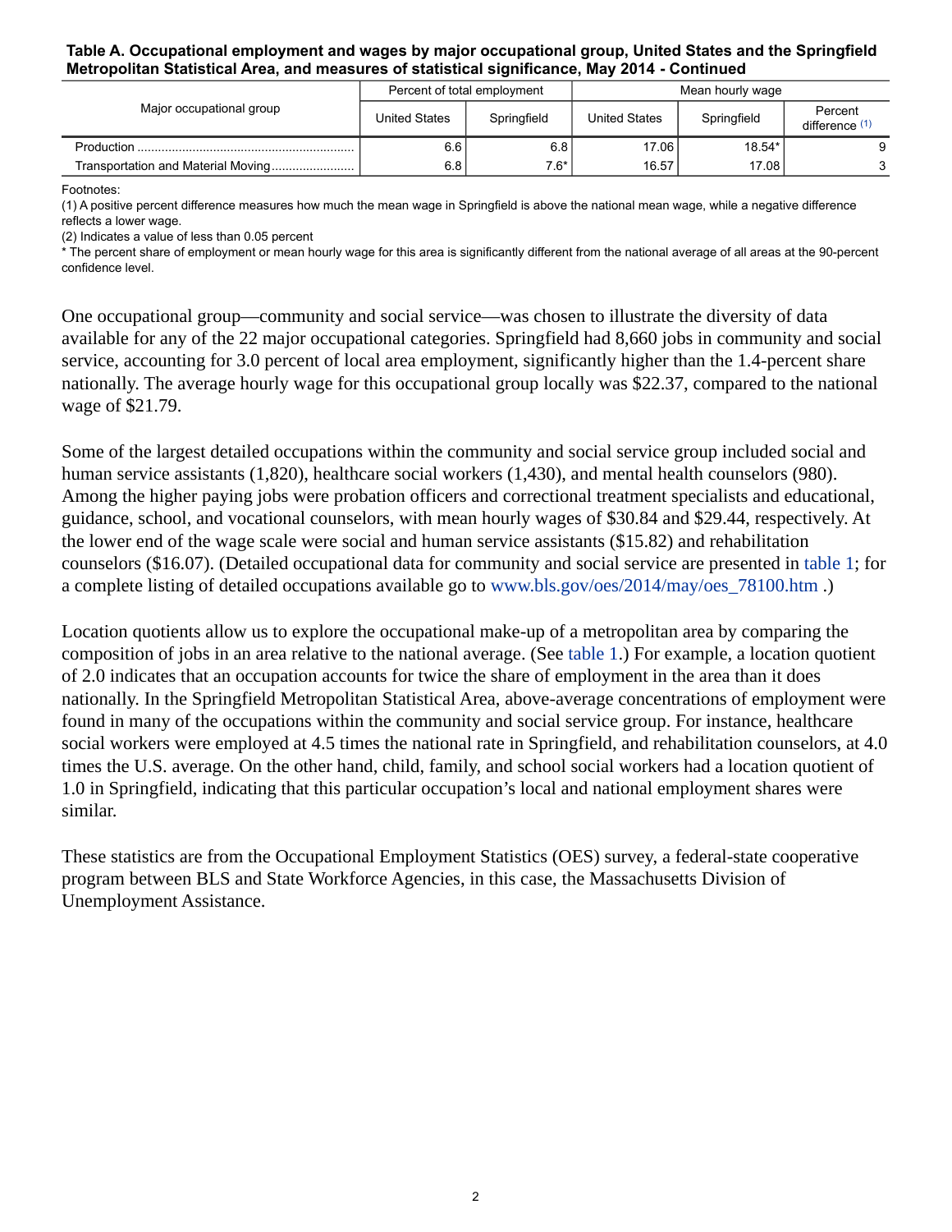**Table A. Occupational employment and wages by major occupational group, United States and the Springfield Metropolitan Statistical Area, and measures of statistical significance, May 2014 - Continued**

| Major occupational group | Percent of total employment | | Mean hourly wage | | |
|---|---|---|---|---|---|
| | United States | Springfield | United States | Springfield | Percent difference (1) |
| Production | 6.6 | 6.8 | 17.06 | 18.54* | 9 |
| Transportation and Material Moving | 6.8 | 7.6* | 16.57 | 17.08 | 3 |

Footnotes:
(1) A positive percent difference measures how much the mean wage in Springfield is above the national mean wage, while a negative difference reflects a lower wage.
(2) Indicates a value of less than 0.05 percent
* The percent share of employment or mean hourly wage for this area is significantly different from the national average of all areas at the 90-percent confidence level.

One occupational group—community and social service—was chosen to illustrate the diversity of data available for any of the 22 major occupational categories. Springfield had 8,660 jobs in community and social service, accounting for 3.0 percent of local area employment, significantly higher than the 1.4-percent share nationally. The average hourly wage for this occupational group locally was $22.37, compared to the national wage of $21.79.

Some of the largest detailed occupations within the community and social service group included social and human service assistants (1,820), healthcare social workers (1,430), and mental health counselors (980). Among the higher paying jobs were probation officers and correctional treatment specialists and educational, guidance, school, and vocational counselors, with mean hourly wages of $30.84 and $29.44, respectively. At the lower end of the wage scale were social and human service assistants ($15.82) and rehabilitation counselors ($16.07). (Detailed occupational data for community and social service are presented in table 1; for a complete listing of detailed occupations available go to www.bls.gov/oes/2014/may/oes_78100.htm .)

Location quotients allow us to explore the occupational make-up of a metropolitan area by comparing the composition of jobs in an area relative to the national average. (See table 1.) For example, a location quotient of 2.0 indicates that an occupation accounts for twice the share of employment in the area than it does nationally. In the Springfield Metropolitan Statistical Area, above-average concentrations of employment were found in many of the occupations within the community and social service group. For instance, healthcare social workers were employed at 4.5 times the national rate in Springfield, and rehabilitation counselors, at 4.0 times the U.S. average. On the other hand, child, family, and school social workers had a location quotient of 1.0 in Springfield, indicating that this particular occupation's local and national employment shares were similar.

These statistics are from the Occupational Employment Statistics (OES) survey, a federal-state cooperative program between BLS and State Workforce Agencies, in this case, the Massachusetts Division of Unemployment Assistance.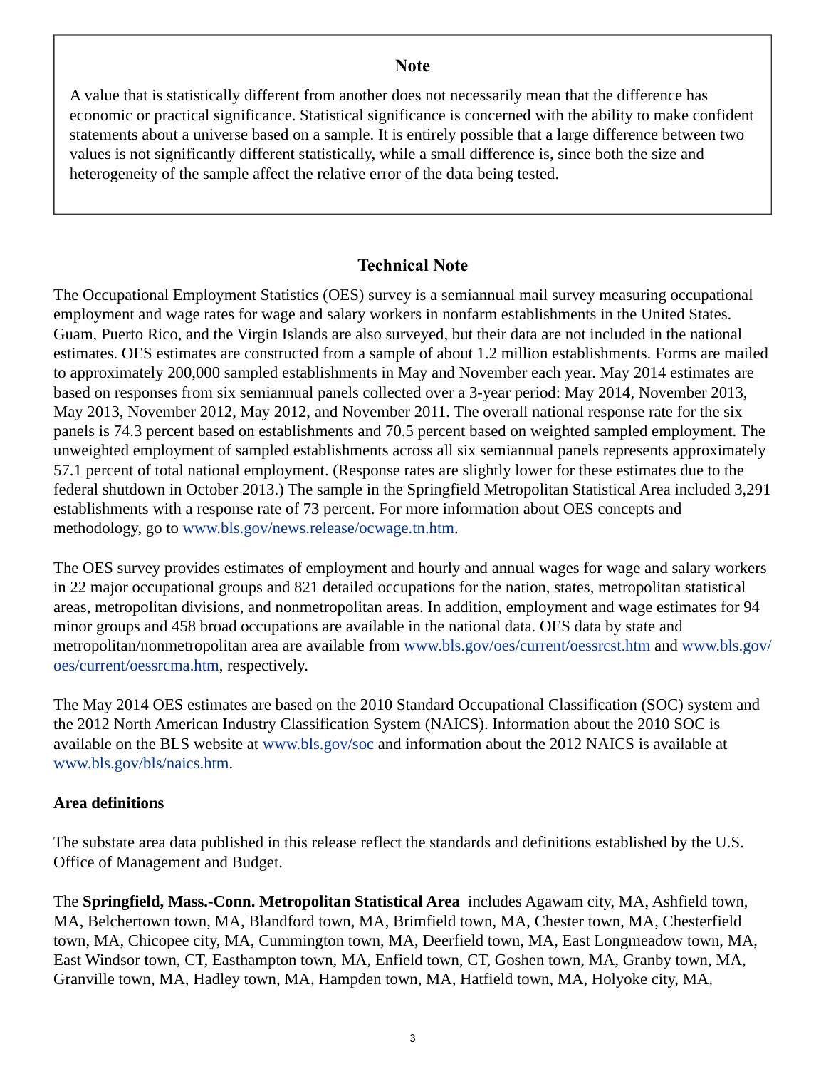## Note

A value that is statistically different from another does not necessarily mean that the difference has economic or practical significance. Statistical significance is concerned with the ability to make confident statements about a universe based on a sample. It is entirely possible that a large difference between two values is not significantly different statistically, while a small difference is, since both the size and heterogeneity of the sample affect the relative error of the data being tested.

## Technical Note

The Occupational Employment Statistics (OES) survey is a semiannual mail survey measuring occupational employment and wage rates for wage and salary workers in nonfarm establishments in the United States. Guam, Puerto Rico, and the Virgin Islands are also surveyed, but their data are not included in the national estimates. OES estimates are constructed from a sample of about 1.2 million establishments. Forms are mailed to approximately 200,000 sampled establishments in May and November each year. May 2014 estimates are based on responses from six semiannual panels collected over a 3-year period: May 2014, November 2013, May 2013, November 2012, May 2012, and November 2011. The overall national response rate for the six panels is 74.3 percent based on establishments and 70.5 percent based on weighted sampled employment. The unweighted employment of sampled establishments across all six semiannual panels represents approximately 57.1 percent of total national employment. (Response rates are slightly lower for these estimates due to the federal shutdown in October 2013.) The sample in the Springfield Metropolitan Statistical Area included 3,291 establishments with a response rate of 73 percent. For more information about OES concepts and methodology, go to www.bls.gov/news.release/ocwage.tn.htm.

The OES survey provides estimates of employment and hourly and annual wages for wage and salary workers in 22 major occupational groups and 821 detailed occupations for the nation, states, metropolitan statistical areas, metropolitan divisions, and nonmetropolitan areas. In addition, employment and wage estimates for 94 minor groups and 458 broad occupations are available in the national data. OES data by state and metropolitan/nonmetropolitan area are available from www.bls.gov/oes/current/oessrcst.htm and www.bls.gov/oes/current/oessrcma.htm, respectively.

The May 2014 OES estimates are based on the 2010 Standard Occupational Classification (SOC) system and the 2012 North American Industry Classification System (NAICS). Information about the 2010 SOC is available on the BLS website at www.bls.gov/soc and information about the 2012 NAICS is available at www.bls.gov/bls/naics.htm.

### Area definitions

The substate area data published in this release reflect the standards and definitions established by the U.S. Office of Management and Budget.

The **Springfield, Mass.-Conn. Metropolitan Statistical Area** includes Agawam city, MA, Ashfield town, MA, Belchertown town, MA, Blandford town, MA, Brimfield town, MA, Chester town, MA, Chesterfield town, MA, Chicopee city, MA, Cummington town, MA, Deerfield town, MA, East Longmeadow town, MA, East Windsor town, CT, Easthampton town, MA, Enfield town, CT, Goshen town, MA, Granby town, MA, Granville town, MA, Hadley town, MA, Hampden town, MA, Hatfield town, MA, Holyoke city, MA,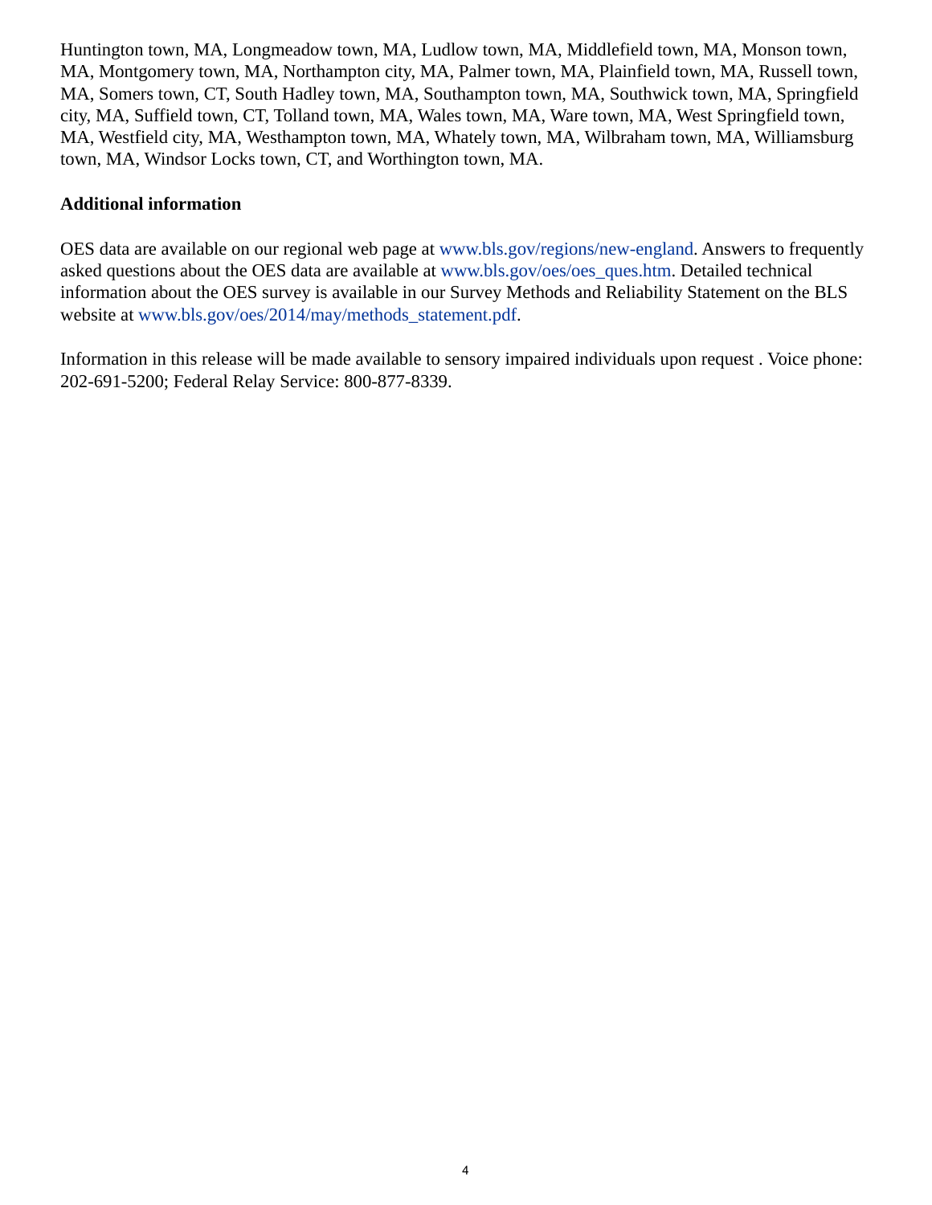Huntington town, MA, Longmeadow town, MA, Ludlow town, MA, Middlefield town, MA, Monson town, MA, Montgomery town, MA, Northampton city, MA, Palmer town, MA, Plainfield town, MA, Russell town, MA, Somers town, CT, South Hadley town, MA, Southampton town, MA, Southwick town, MA, Springfield city, MA, Suffield town, CT, Tolland town, MA, Wales town, MA, Ware town, MA, West Springfield town, MA, Westfield city, MA, Westhampton town, MA, Whately town, MA, Wilbraham town, MA, Williamsburg town, MA, Windsor Locks town, CT, and Worthington town, MA.

**Additional information**

OES data are available on our regional web page at www.bls.gov/regions/new-england. Answers to frequently asked questions about the OES data are available at www.bls.gov/oes/oes_ques.htm. Detailed technical information about the OES survey is available in our Survey Methods and Reliability Statement on the BLS website at www.bls.gov/oes/2014/may/methods_statement.pdf.

Information in this release will be made available to sensory impaired individuals upon request . Voice phone: 202-691-5200; Federal Relay Service: 800-877-8339.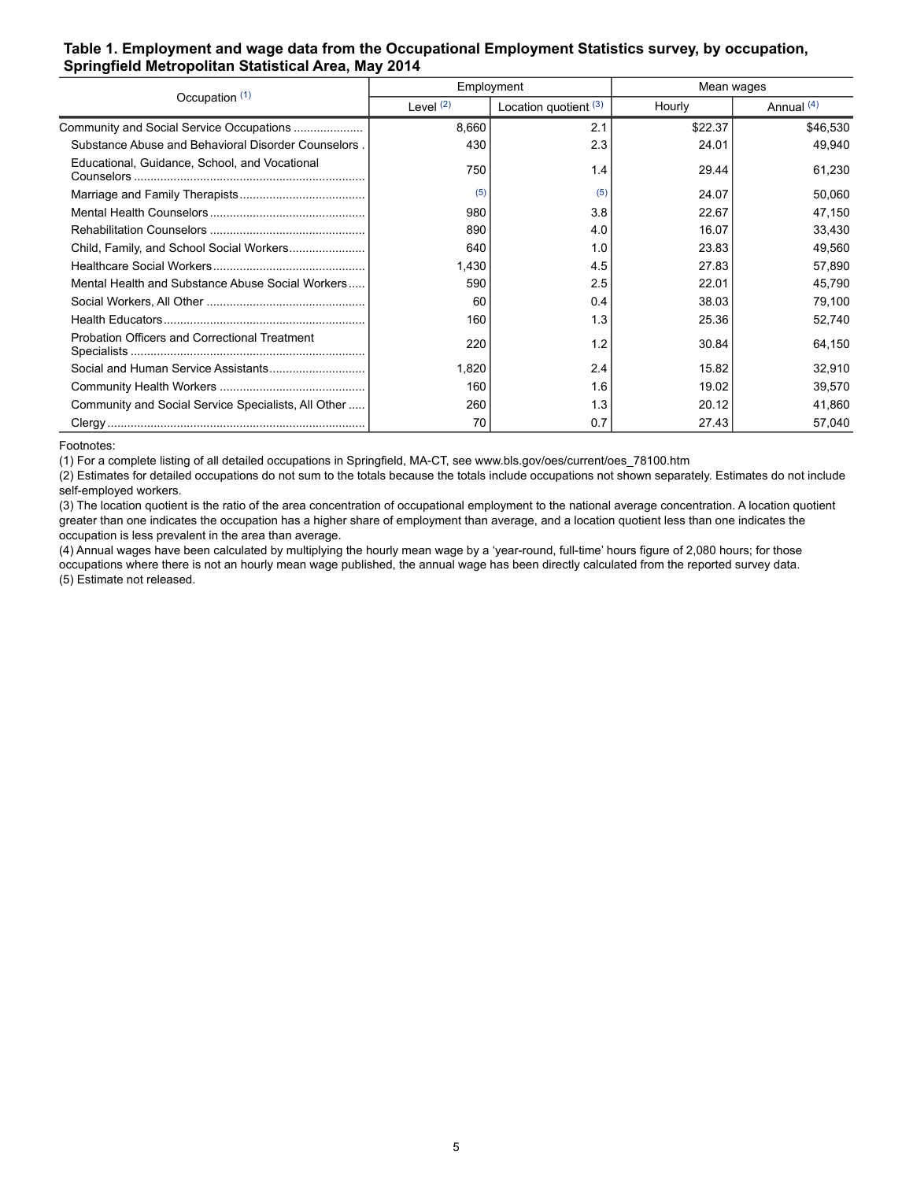**Table 1. Employment and wage data from the Occupational Employment Statistics survey, by occupation, Springfield Metropolitan Statistical Area, May 2014**

| Occupation [(1)] | Employment | | Mean wages | |
|---|---|---|---|---|
| | Level [(2)] | Location quotient [(3)] | Hourly | Annual [(4)] |
| Community and Social Service Occupations | 8,660 | 2.1 | $22.37 | $46,530 |
| Substance Abuse and Behavioral Disorder Counselors | 430 | 2.3 | 24.01 | 49,940 |
| Educational, Guidance, School, and Vocational Counselors | 750 | 1.4 | 29.44 | 61,230 |
| Marriage and Family Therapists | [(5)] | [(5)] | 24.07 | 50,060 |
| Mental Health Counselors | 980 | 3.8 | 22.67 | 47,150 |
| Rehabilitation Counselors | 890 | 4.0 | 16.07 | 33,430 |
| Child, Family, and School Social Workers | 640 | 1.0 | 23.83 | 49,560 |
| Healthcare Social Workers | 1,430 | 4.5 | 27.83 | 57,890 |
| Mental Health and Substance Abuse Social Workers | 590 | 2.5 | 22.01 | 45,790 |
| Social Workers, All Other | 60 | 0.4 | 38.03 | 79,100 |
| Health Educators | 160 | 1.3 | 25.36 | 52,740 |
| Probation Officers and Correctional Treatment Specialists | 220 | 1.2 | 30.84 | 64,150 |
| Social and Human Service Assistants | 1,820 | 2.4 | 15.82 | 32,910 |
| Community Health Workers | 160 | 1.6 | 19.02 | 39,570 |
| Community and Social Service Specialists, All Other | 260 | 1.3 | 20.12 | 41,860 |
| Clergy | 70 | 0.7 | 27.43 | 57,040 |

Footnotes:

(1) For a complete listing of all detailed occupations in Springfield, MA-CT, see www.bls.gov/oes/current/oes_78100.htm

(2) Estimates for detailed occupations do not sum to the totals because the totals include occupations not shown separately. Estimates do not include self-employed workers.

(3) The location quotient is the ratio of the area concentration of occupational employment to the national average concentration. A location quotient greater than one indicates the occupation has a higher share of employment than average, and a location quotient less than one indicates the occupation is less prevalent in the area than average.

(4) Annual wages have been calculated by multiplying the hourly mean wage by a 'year-round, full-time' hours figure of 2,080 hours; for those occupations where there is not an hourly mean wage published, the annual wage has been directly calculated from the reported survey data.

(5) Estimate not released.